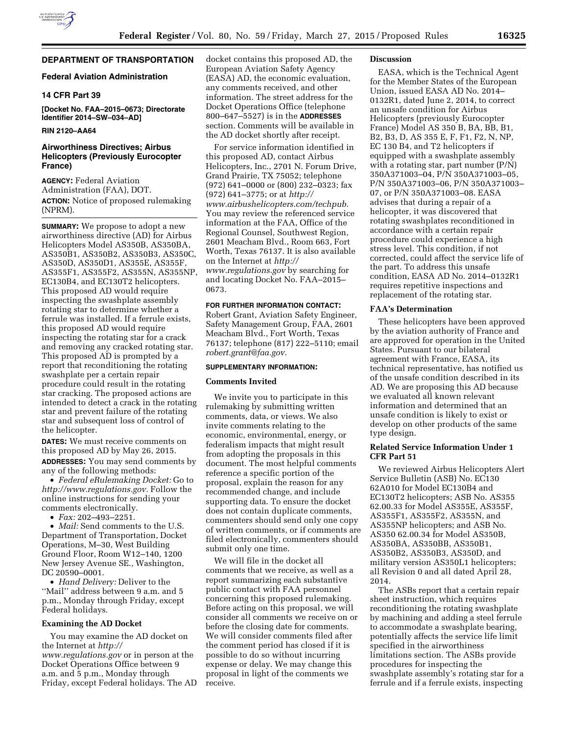## DEPARTMENT OF TRANSPORTATION

### Federal Aviation Administration

### 14 CFR Part 39

**[Docket No. FAA–2015–0673; Directorate Identifier 2014–SW–034–AD]**

**RIN 2120–AA64**

## Airworthiness Directives; Airbus Helicopters (Previously Eurocopter France)

**AGENCY:** Federal Aviation Administration (FAA), DOT.

**ACTION:** Notice of proposed rulemaking (NPRM).

**SUMMARY:** We propose to adopt a new airworthiness directive (AD) for Airbus Helicopters Model AS350B, AS350BA, AS350B1, AS350B2, AS350B3, AS350C, AS350D, AS350D1, AS355E, AS355F, AS355F1, AS355F2, AS355N, AS355NP, EC130B4, and EC130T2 helicopters. This proposed AD would require inspecting the swashplate assembly rotating star to determine whether a ferrule was installed. If a ferrule exists, this proposed AD would require inspecting the rotating star for a crack and removing any cracked rotating star. This proposed AD is prompted by a report that reconditioning the rotating swashplate per a certain repair procedure could result in the rotating star cracking. The proposed actions are intended to detect a crack in the rotating star and prevent failure of the rotating star and subsequent loss of control of the helicopter.

**DATES:** We must receive comments on this proposed AD by May 26, 2015.

**ADDRESSES:** You may send comments by any of the following methods:

- *Federal eRulemaking Docket:* Go to *http://www.regulations.gov*. Follow the online instructions for sending your comments electronically.
- *Fax:* 202–493–2251.
- *Mail:* Send comments to the U.S. Department of Transportation, Docket Operations, M–30, West Building Ground Floor, Room W12–140, 1200 New Jersey Avenue SE., Washington, DC 20590–0001.
- *Hand Delivery:* Deliver to the "Mail" address between 9 a.m. and 5 p.m., Monday through Friday, except Federal holidays.

### Examining the AD Docket

You may examine the AD docket on the Internet at *http://www.regulations.gov* or in person at the Docket Operations Office between 9 a.m. and 5 p.m., Monday through Friday, except Federal holidays. The AD docket contains this proposed AD, the European Aviation Safety Agency (EASA) AD, the economic evaluation, any comments received, and other information. The street address for the Docket Operations Office (telephone 800–647–5527) is in the **ADDRESSES** section. Comments will be available in the AD docket shortly after receipt.

For service information identified in this proposed AD, contact Airbus Helicopters, Inc., 2701 N. Forum Drive, Grand Prairie, TX 75052; telephone (972) 641–0000 or (800) 232–0323; fax (972) 641–3775; or at *http://www.airbushelicopters.com/techpub*. You may review the referenced service information at the FAA, Office of the Regional Counsel, Southwest Region, 2601 Meacham Blvd., Room 663, Fort Worth, Texas 76137. It is also available on the Internet at *http://www.regulations.gov* by searching for and locating Docket No. FAA–2015–0673.

**FOR FURTHER INFORMATION CONTACT:** Robert Grant, Aviation Safety Engineer, Safety Management Group, FAA, 2601 Meacham Blvd., Fort Worth, Texas 76137; telephone (817) 222–5110; email *robert.grant@faa.gov*.

**SUPPLEMENTARY INFORMATION:**

### Comments Invited

We invite you to participate in this rulemaking by submitting written comments, data, or views. We also invite comments relating to the economic, environmental, energy, or federalism impacts that might result from adopting the proposals in this document. The most helpful comments reference a specific portion of the proposal, explain the reason for any recommended change, and include supporting data. To ensure the docket does not contain duplicate comments, commenters should send only one copy of written comments, or if comments are filed electronically, commenters should submit only one time.

We will file in the docket all comments that we receive, as well as a report summarizing each substantive public contact with FAA personnel concerning this proposed rulemaking. Before acting on this proposal, we will consider all comments we receive on or before the closing date for comments. We will consider comments filed after the comment period has closed if it is possible to do so without incurring expense or delay. We may change this proposal in light of the comments we receive.

### Discussion

EASA, which is the Technical Agent for the Member States of the European Union, issued EASA AD No. 2014–0132R1, dated June 2, 2014, to correct an unsafe condition for Airbus Helicopters (previously Eurocopter France) Model AS 350 B, BA, BB, B1, B2, B3, D, AS 355 E, F, F1, F2, N, NP, EC 130 B4, and T2 helicopters if equipped with a swashplate assembly with a rotating star, part number (P/N) 350A371003–04, P/N 350A371003–05, P/N 350A371003–06, P/N 350A371003–07, or P/N 350A371003–08. EASA advises that during a repair of a helicopter, it was discovered that rotating swashplates reconditioned in accordance with a certain repair procedure could experience a high stress level. This condition, if not corrected, could affect the service life of the part. To address this unsafe condition, EASA AD No. 2014–0132R1 requires repetitive inspections and replacement of the rotating star.

### FAA's Determination

These helicopters have been approved by the aviation authority of France and are approved for operation in the United States. Pursuant to our bilateral agreement with France, EASA, its technical representative, has notified us of the unsafe condition described in its AD. We are proposing this AD because we evaluated all known relevant information and determined that an unsafe condition is likely to exist or develop on other products of the same type design.

### Related Service Information Under 1 CFR Part 51

We reviewed Airbus Helicopters Alert Service Bulletin (ASB) No. EC130 62A010 for Model EC130B4 and EC130T2 helicopters; ASB No. AS355 62.00.33 for Model AS355E, AS355F, AS355F1, AS355F2, AS355N, and AS355NP helicopters; and ASB No. AS350 62.00.34 for Model AS350B, AS350BA, AS350BB, AS350B1, AS350B2, AS350B3, AS350D, and military version AS350L1 helicopters; all Revision 0 and all dated April 28, 2014.

The ASBs report that a certain repair sheet instruction, which requires reconditioning the rotating swashplate by machining and adding a steel ferrule to accommodate a swashplate bearing, potentially affects the service life limit specified in the airworthiness limitations section. The ASBs provide procedures for inspecting the swashplate assembly's rotating star for a ferrule and if a ferrule exists, inspecting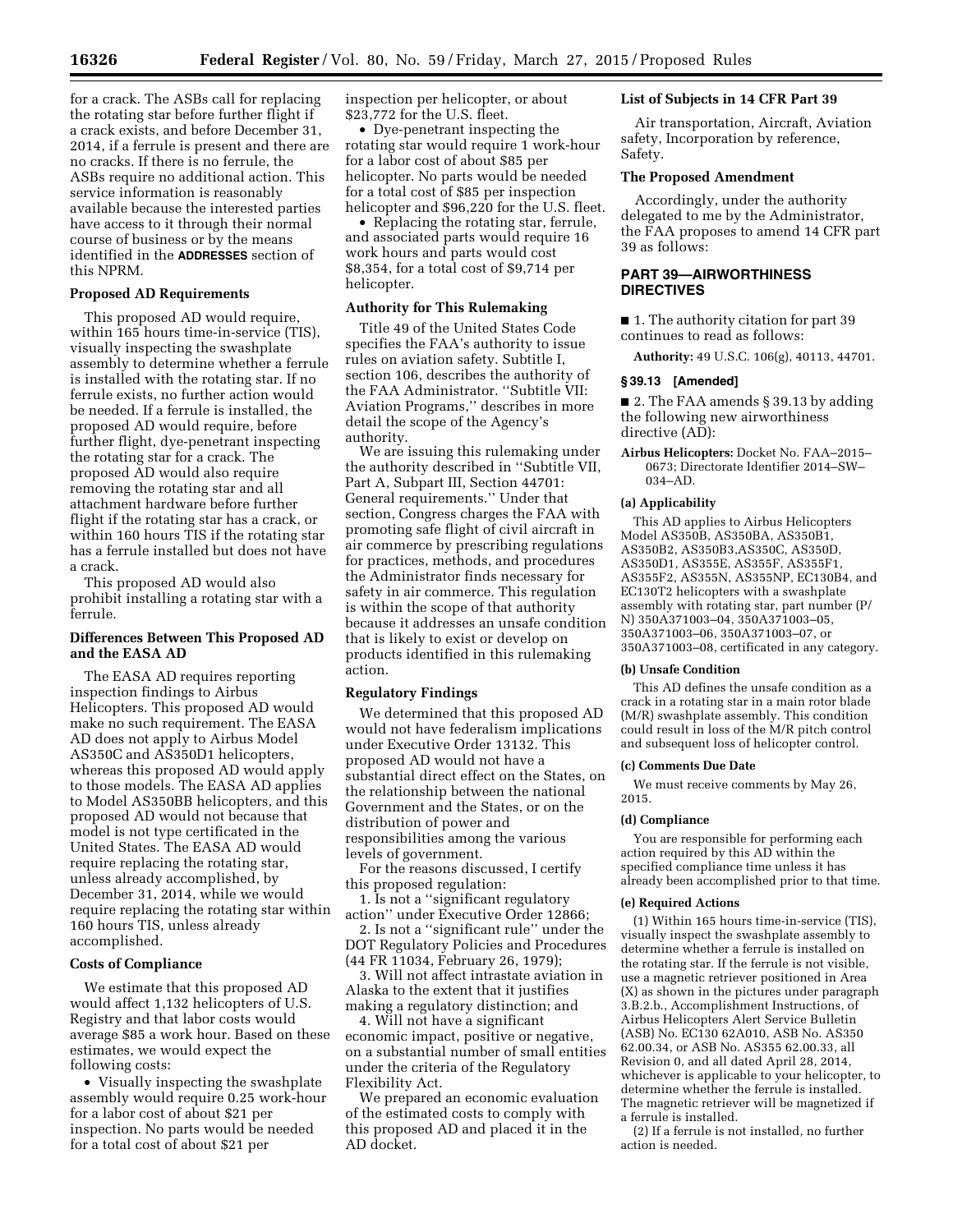for a crack. The ASBs call for replacing the rotating star before further flight if a crack exists, and before December 31, 2014, if a ferrule is present and there are no cracks. If there is no ferrule, the ASBs require no additional action. This service information is reasonably available because the interested parties have access to it through their normal course of business or by the means identified in the **ADDRESSES** section of this NPRM.

### Proposed AD Requirements

This proposed AD would require, within 165 hours time-in-service (TIS), visually inspecting the swashplate assembly to determine whether a ferrule is installed with the rotating star. If no ferrule exists, no further action would be needed. If a ferrule is installed, the proposed AD would require, before further flight, dye-penetrant inspecting the rotating star for a crack. The proposed AD would also require removing the rotating star and all attachment hardware before further flight if the rotating star has a crack, or within 160 hours TIS if the rotating star has a ferrule installed but does not have a crack.

This proposed AD would also prohibit installing a rotating star with a ferrule.

### Differences Between This Proposed AD and the EASA AD

The EASA AD requires reporting inspection findings to Airbus Helicopters. This proposed AD would make no such requirement. The EASA AD does not apply to Airbus Model AS350C and AS350D1 helicopters, whereas this proposed AD would apply to those models. The EASA AD applies to Model AS350BB helicopters, and this proposed AD would not because that model is not type certificated in the United States. The EASA AD would require replacing the rotating star, unless already accomplished, by December 31, 2014, while we would require replacing the rotating star within 160 hours TIS, unless already accomplished.

### Costs of Compliance

We estimate that this proposed AD would affect 1,132 helicopters of U.S. Registry and that labor costs would average $85 a work hour. Based on these estimates, we would expect the following costs:

- Visually inspecting the swashplate assembly would require 0.25 work-hour for a labor cost of about $21 per inspection. No parts would be needed for a total cost of about $21 per inspection per helicopter, or about $23,772 for the U.S. fleet.
- Dye-penetrant inspecting the rotating star would require 1 work-hour for a labor cost of about $85 per helicopter. No parts would be needed for a total cost of $85 per inspection helicopter and $96,220 for the U.S. fleet.
- Replacing the rotating star, ferrule, and associated parts would require 16 work hours and parts would cost $8,354, for a total cost of $9,714 per helicopter.

### Authority for This Rulemaking

Title 49 of the United States Code specifies the FAA's authority to issue rules on aviation safety. Subtitle I, section 106, describes the authority of the FAA Administrator. "Subtitle VII: Aviation Programs," describes in more detail the scope of the Agency's authority.

We are issuing this rulemaking under the authority described in "Subtitle VII, Part A, Subpart III, Section 44701: General requirements." Under that section, Congress charges the FAA with promoting safe flight of civil aircraft in air commerce by prescribing regulations for practices, methods, and procedures the Administrator finds necessary for safety in air commerce. This regulation is within the scope of that authority because it addresses an unsafe condition that is likely to exist or develop on products identified in this rulemaking action.

### Regulatory Findings

We determined that this proposed AD would not have federalism implications under Executive Order 13132. This proposed AD would not have a substantial direct effect on the States, on the relationship between the national Government and the States, or on the distribution of power and responsibilities among the various levels of government.

For the reasons discussed, I certify this proposed regulation:

1. Is not a "significant regulatory action" under Executive Order 12866;
2. Is not a "significant rule" under the DOT Regulatory Policies and Procedures (44 FR 11034, February 26, 1979);
3. Will not affect intrastate aviation in Alaska to the extent that it justifies making a regulatory distinction; and
4. Will not have a significant economic impact, positive or negative, on a substantial number of small entities under the criteria of the Regulatory Flexibility Act.

We prepared an economic evaluation of the estimated costs to comply with this proposed AD and placed it in the AD docket.

### List of Subjects in 14 CFR Part 39

Air transportation, Aircraft, Aviation safety, Incorporation by reference, Safety.

### The Proposed Amendment

Accordingly, under the authority delegated to me by the Administrator, the FAA proposes to amend 14 CFR part 39 as follows:

## PART 39—AIRWORTHINESS DIRECTIVES

■ 1. The authority citation for part 39 continues to read as follows:

**Authority:** 49 U.S.C. 106(g), 40113, 44701.

#### § 39.13 [Amended]

■ 2. The FAA amends § 39.13 by adding the following new airworthiness directive (AD):

**Airbus Helicopters:** Docket No. FAA–2015–0673; Directorate Identifier 2014–SW–034–AD.

**(a) Applicability**

This AD applies to Airbus Helicopters Model AS350B, AS350BA, AS350B1, AS350B2, AS350B3,AS350C, AS350D, AS350D1, AS355E, AS355F, AS355F1, AS355F2, AS355N, AS355NP, EC130B4, and EC130T2 helicopters with a swashplate assembly with rotating star, part number (P/N) 350A371003–04, 350A371003–05, 350A371003–06, 350A371003–07, or 350A371003–08, certificated in any category.

**(b) Unsafe Condition**

This AD defines the unsafe condition as a crack in a rotating star in a main rotor blade (M/R) swashplate assembly. This condition could result in loss of the M/R pitch control and subsequent loss of helicopter control.

**(c) Comments Due Date**

We must receive comments by May 26, 2015.

**(d) Compliance**

You are responsible for performing each action required by this AD within the specified compliance time unless it has already been accomplished prior to that time.

**(e) Required Actions**

(1) Within 165 hours time-in-service (TIS), visually inspect the swashplate assembly to determine whether a ferrule is installed on the rotating star. If the ferrule is not visible, use a magnetic retriever positioned in Area (X) as shown in the pictures under paragraph 3.B.2.b., Accomplishment Instructions, of Airbus Helicopters Alert Service Bulletin (ASB) No. EC130 62A010, ASB No. AS350 62.00.34, or ASB No. AS355 62.00.33, all Revision 0, and all dated April 28, 2014, whichever is applicable to your helicopter, to determine whether the ferrule is installed. The magnetic retriever will be magnetized if a ferrule is installed.

(2) If a ferrule is not installed, no further action is needed.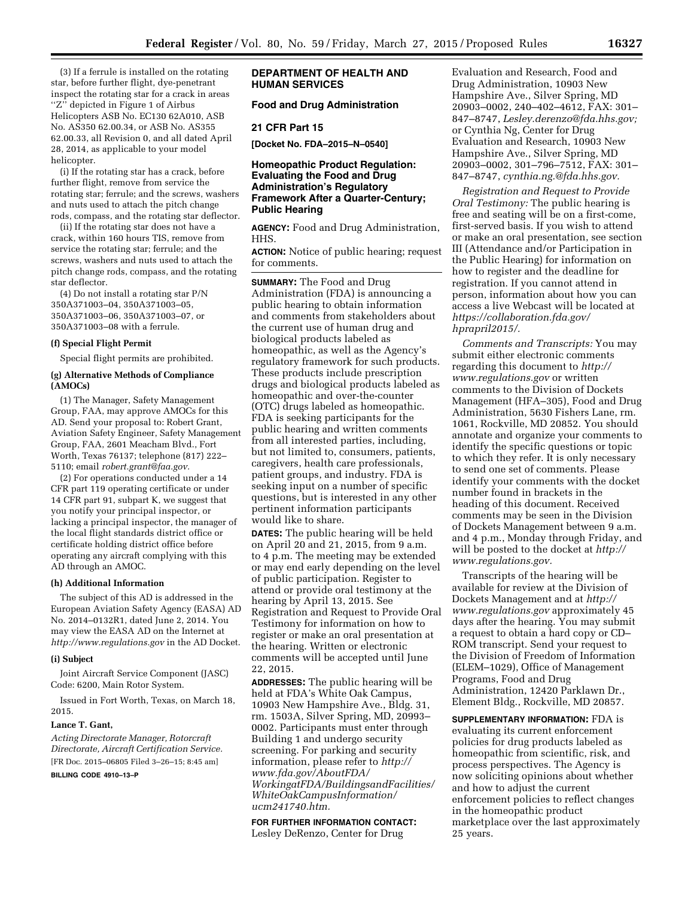(3) If a ferrule is installed on the rotating star, before further flight, dye-penetrant inspect the rotating star for a crack in areas ''Z'' depicted in Figure 1 of Airbus Helicopters ASB No. EC130 62A010, ASB No. AS350 62.00.34, or ASB No. AS355 62.00.33, all Revision 0, and all dated April 28, 2014, as applicable to your model helicopter.

(i) If the rotating star has a crack, before further flight, remove from service the rotating star; ferrule; and the screws, washers and nuts used to attach the pitch change rods, compass, and the rotating star deflector.

(ii) If the rotating star does not have a crack, within 160 hours TIS, remove from service the rotating star; ferrule; and the screws, washers and nuts used to attach the pitch change rods, compass, and the rotating star deflector.

(4) Do not install a rotating star P/N 350A371003–04, 350A371003–05, 350A371003–06, 350A371003–07, or 350A371003–08 with a ferrule.

**(f) Special Flight Permit**

Special flight permits are prohibited.

**(g) Alternative Methods of Compliance (AMOCs)**

(1) The Manager, Safety Management Group, FAA, may approve AMOCs for this AD. Send your proposal to: Robert Grant, Aviation Safety Engineer, Safety Management Group, FAA, 2601 Meacham Blvd., Fort Worth, Texas 76137; telephone (817) 222–5110; email *robert.grant@faa.gov.*

(2) For operations conducted under a 14 CFR part 119 operating certificate or under 14 CFR part 91, subpart K, we suggest that you notify your principal inspector, or lacking a principal inspector, the manager of the local flight standards district office or certificate holding district office before operating any aircraft complying with this AD through an AMOC.

**(h) Additional Information**

The subject of this AD is addressed in the European Aviation Safety Agency (EASA) AD No. 2014–0132R1, dated June 2, 2014. You may view the EASA AD on the Internet at *http://www.regulations.gov* in the AD Docket.

**(i) Subject**

Joint Aircraft Service Component (JASC) Code: 6200, Main Rotor System.

Issued in Fort Worth, Texas, on March 18, 2015.

**Lance T. Gant,**

*Acting Directorate Manager, Rotorcraft Directorate, Aircraft Certification Service.*

[FR Doc. 2015–06805 Filed 3–26–15; 8:45 am]

**BILLING CODE 4910–13–P**

## DEPARTMENT OF HEALTH AND HUMAN SERVICES

### Food and Drug Administration

### 21 CFR Part 15

**[Docket No. FDA–2015–N–0540]**

### Homeopathic Product Regulation: Evaluating the Food and Drug Administration's Regulatory Framework After a Quarter-Century; Public Hearing

**AGENCY:** Food and Drug Administration, HHS.

**ACTION:** Notice of public hearing; request for comments.

**SUMMARY:** The Food and Drug Administration (FDA) is announcing a public hearing to obtain information and comments from stakeholders about the current use of human drug and biological products labeled as homeopathic, as well as the Agency's regulatory framework for such products. These products include prescription drugs and biological products labeled as homeopathic and over-the-counter (OTC) drugs labeled as homeopathic. FDA is seeking participants for the public hearing and written comments from all interested parties, including, but not limited to, consumers, patients, caregivers, health care professionals, patient groups, and industry. FDA is seeking input on a number of specific questions, but is interested in any other pertinent information participants would like to share.

**DATES:** The public hearing will be held on April 20 and 21, 2015, from 9 a.m. to 4 p.m. The meeting may be extended or may end early depending on the level of public participation. Register to attend or provide oral testimony at the hearing by April 13, 2015. See Registration and Request to Provide Oral Testimony for information on how to register or make an oral presentation at the hearing. Written or electronic comments will be accepted until June 22, 2015.

**ADDRESSES:** The public hearing will be held at FDA's White Oak Campus, 10903 New Hampshire Ave., Bldg. 31, rm. 1503A, Silver Spring, MD, 20993–0002. Participants must enter through Building 1 and undergo security screening. For parking and security information, please refer to *http://www.fda.gov/AboutFDA/WorkingatFDA/BuildingsandFacilities/WhiteOakCampusInformation/ucm241740.htm.*

**FOR FURTHER INFORMATION CONTACT:** Lesley DeRenzo, Center for Drug Evaluation and Research, Food and Drug Administration, 10903 New Hampshire Ave., Silver Spring, MD 20903–0002, 240–402–4612, FAX: 301–847–8747, *Lesley.derenzo@fda.hhs.gov;* or Cynthia Ng, Center for Drug Evaluation and Research, 10903 New Hampshire Ave., Silver Spring, MD 20903–0002, 301–796–7512, FAX: 301–847–8747, *cynthia.ng.@fda.hhs.gov.*

*Registration and Request to Provide Oral Testimony:* The public hearing is free and seating will be on a first-come, first-served basis. If you wish to attend or make an oral presentation, see section III (Attendance and/or Participation in the Public Hearing) for information on how to register and the deadline for registration. If you cannot attend in person, information about how you can access a live Webcast will be located at *https://collaboration.fda.gov/hprapril2015/.*

*Comments and Transcripts:* You may submit either electronic comments regarding this document to *http://www.regulations.gov* or written comments to the Division of Dockets Management (HFA–305), Food and Drug Administration, 5630 Fishers Lane, rm. 1061, Rockville, MD 20852. You should annotate and organize your comments to identify the specific questions or topic to which they refer. It is only necessary to send one set of comments. Please identify your comments with the docket number found in brackets in the heading of this document. Received comments may be seen in the Division of Dockets Management between 9 a.m. and 4 p.m., Monday through Friday, and will be posted to the docket at *http://www.regulations.gov.*

Transcripts of the hearing will be available for review at the Division of Dockets Management and at *http://www.regulations.gov* approximately 45 days after the hearing. You may submit a request to obtain a hard copy or CD–ROM transcript. Send your request to the Division of Freedom of Information (ELEM–1029), Office of Management Programs, Food and Drug Administration, 12420 Parklawn Dr., Element Bldg., Rockville, MD 20857.

**SUPPLEMENTARY INFORMATION:** FDA is evaluating its current enforcement policies for drug products labeled as homeopathic from scientific, risk, and process perspectives. The Agency is now soliciting opinions about whether and how to adjust the current enforcement policies to reflect changes in the homeopathic product marketplace over the last approximately 25 years.